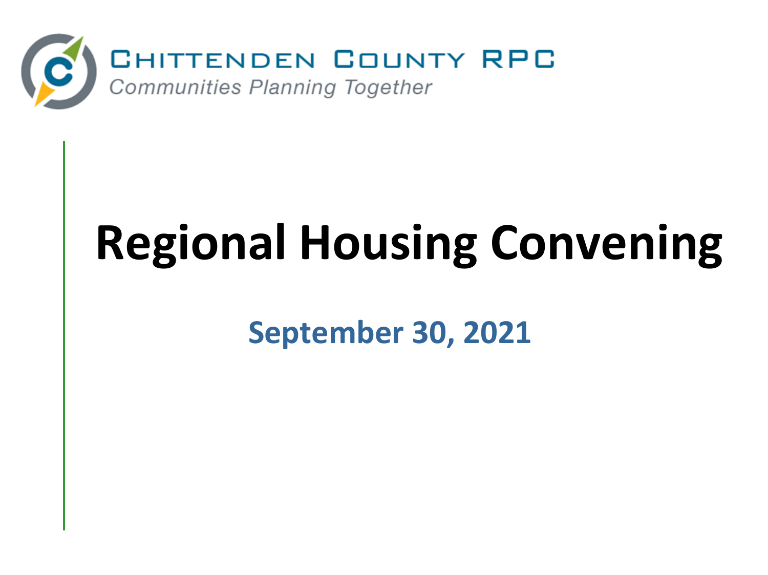CHITTENDEN COUNTY RPC

*Communities Planning Together*

# Regional Housing Convening

## September 30, 2021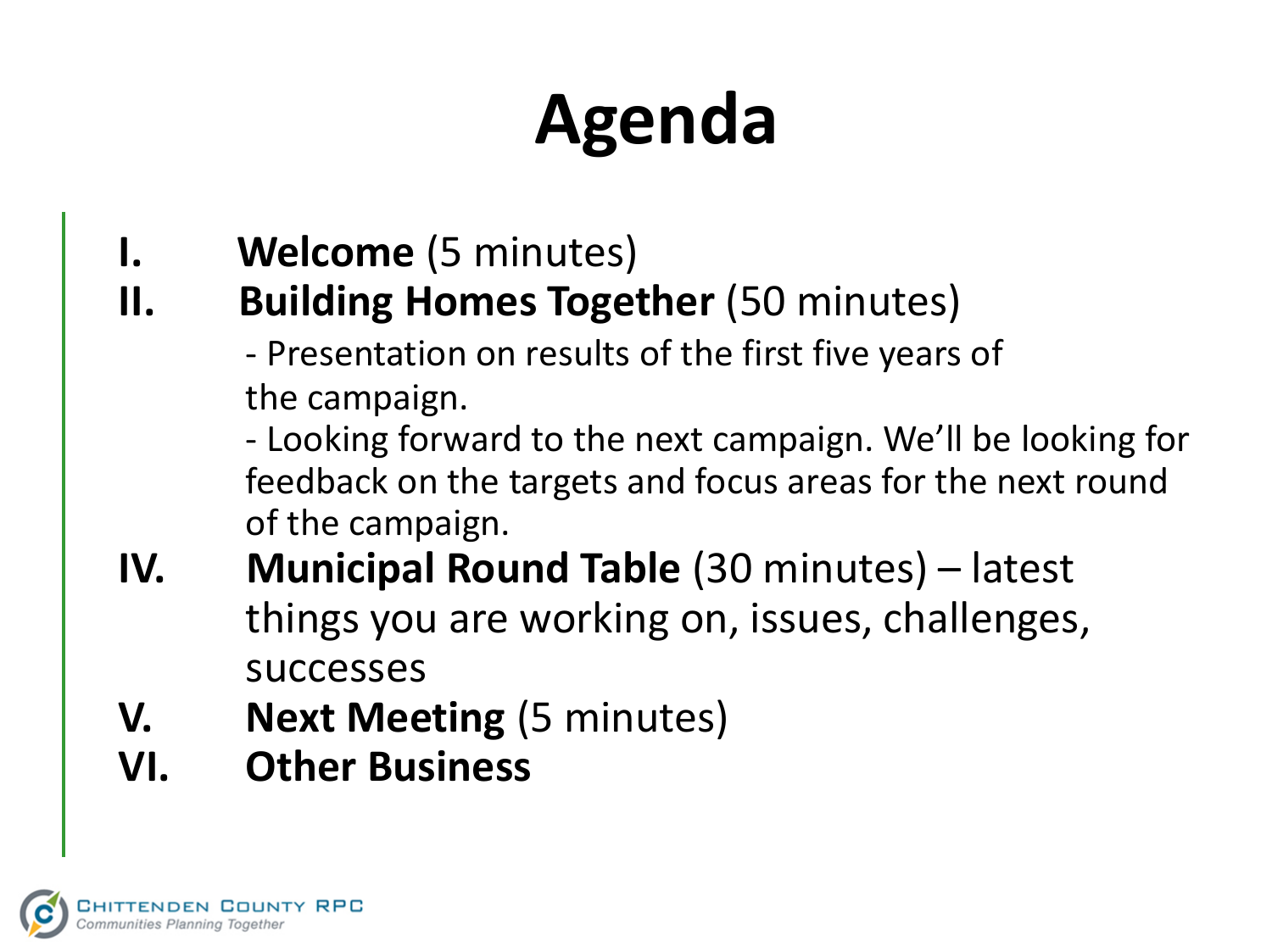# Agenda

I. **Welcome** (5 minutes)

II. **Building Homes Together** (50 minutes)

- Presentation on results of the first five years of the campaign.
- Looking forward to the next campaign. We'll be looking for feedback on the targets and focus areas for the next round of the campaign.

IV. **Municipal Round Table** (30 minutes) – latest things you are working on, issues, challenges, successes

V. **Next Meeting** (5 minutes)

VI. **Other Business**

Chittenden County RPC
*Communities Planning Together*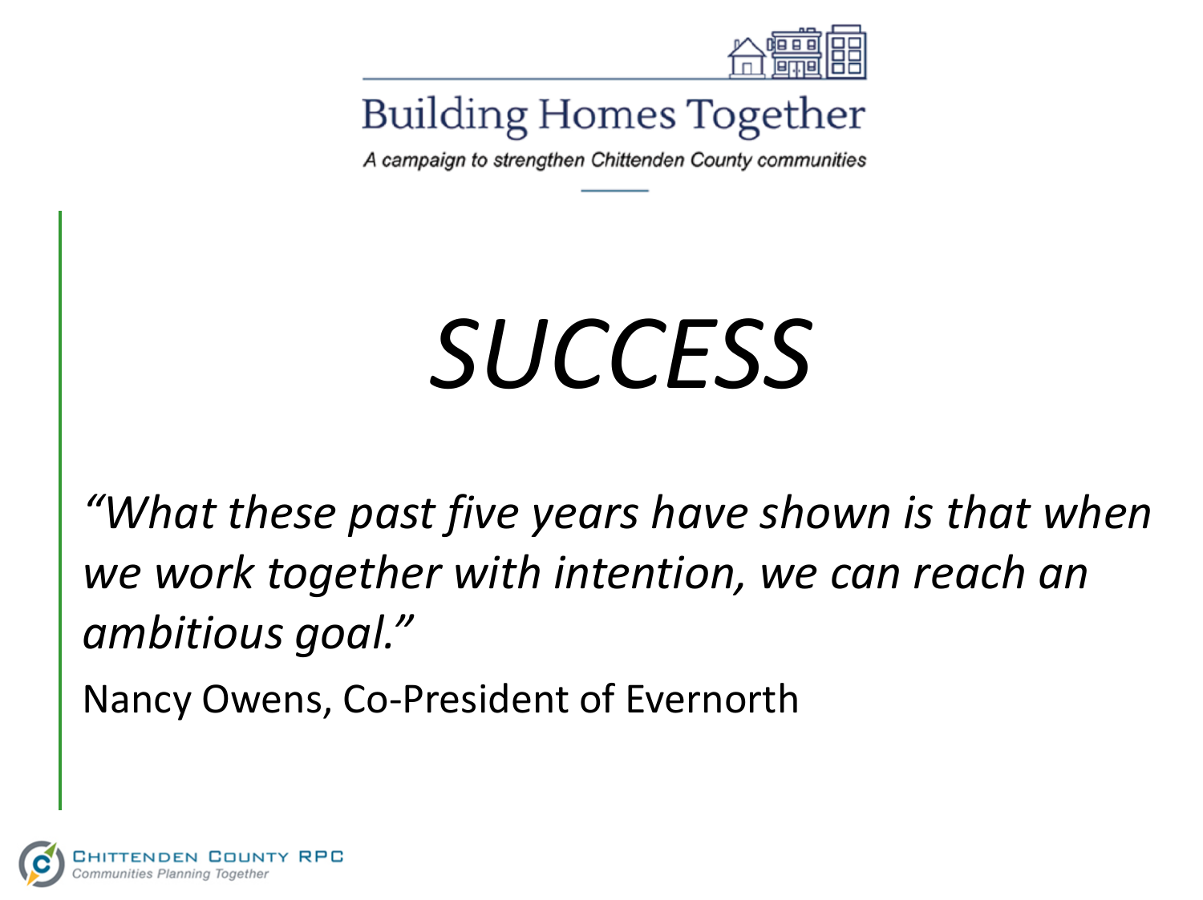Building Homes Together

*A campaign to strengthen Chittenden County communities*

# *SUCCESS*

*"What these past five years have shown is that when we work together with intention, we can reach an ambitious goal."*

Nancy Owens, Co-President of Evernorth

Chittenden County RPC
*Communities Planning Together*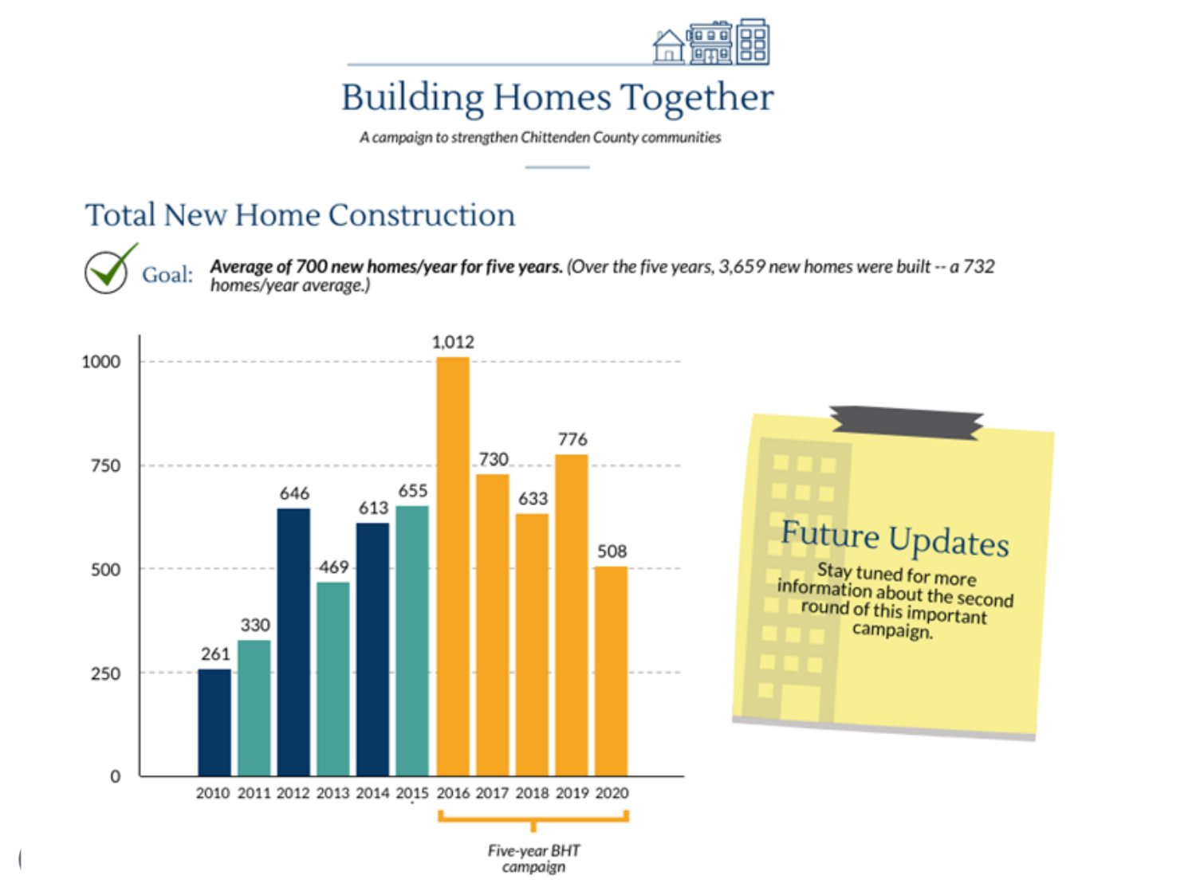# Building Homes Together

*A campaign to strengthen Chittenden County communities*

## Total New Home Construction

Goal: ***Average of 700 new homes/year for five years.*** *(Over the five years, 3,659 new homes were built -- a 732 homes/year average.)*

| Year | New Homes |
| --- | --- |
| 2010 | 261 |
| 2011 | 330 |
| 2012 | 646 |
| 2013 | 469 |
| 2014 | 613 |
| 2015 | 655 |
| 2016 | 1,012 |
| 2017 | 730 |
| 2018 | 633 |
| 2019 | 776 |
| 2020 | 508 |

*Five-year BHT campaign* (2016–2020)

### Future Updates

Stay tuned for more information about the second round of this important campaign.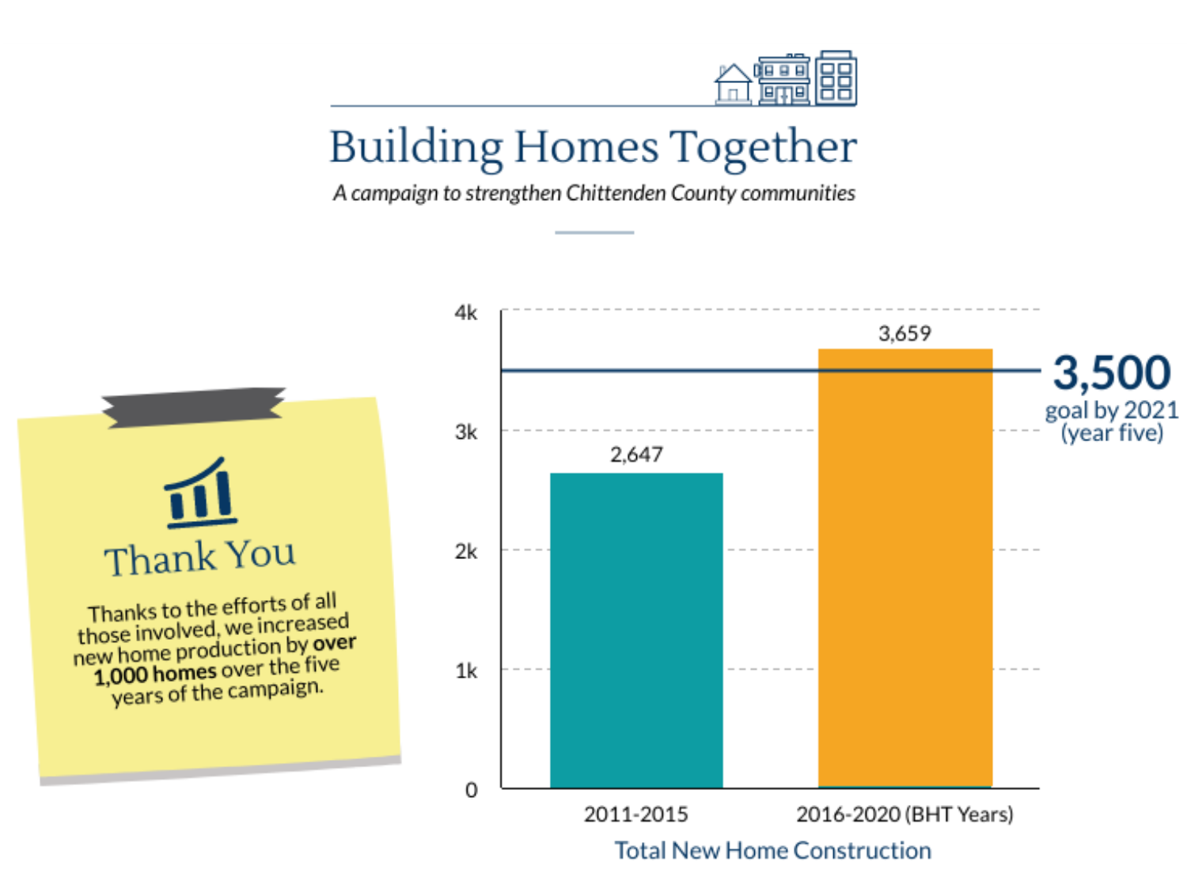# Building Homes Together

*A campaign to strengthen Chittenden County communities*

## Thank You

Thanks to the efforts of all those involved, we increased new home production by **over 1,000 homes** over the five years of the campaign.

**Total New Home Construction**

| Period | Homes |
|---|---|
| 2011-2015 | 2,647 |
| 2016-2020 (BHT Years) | 3,659 |

**3,500** goal by 2021 (year five)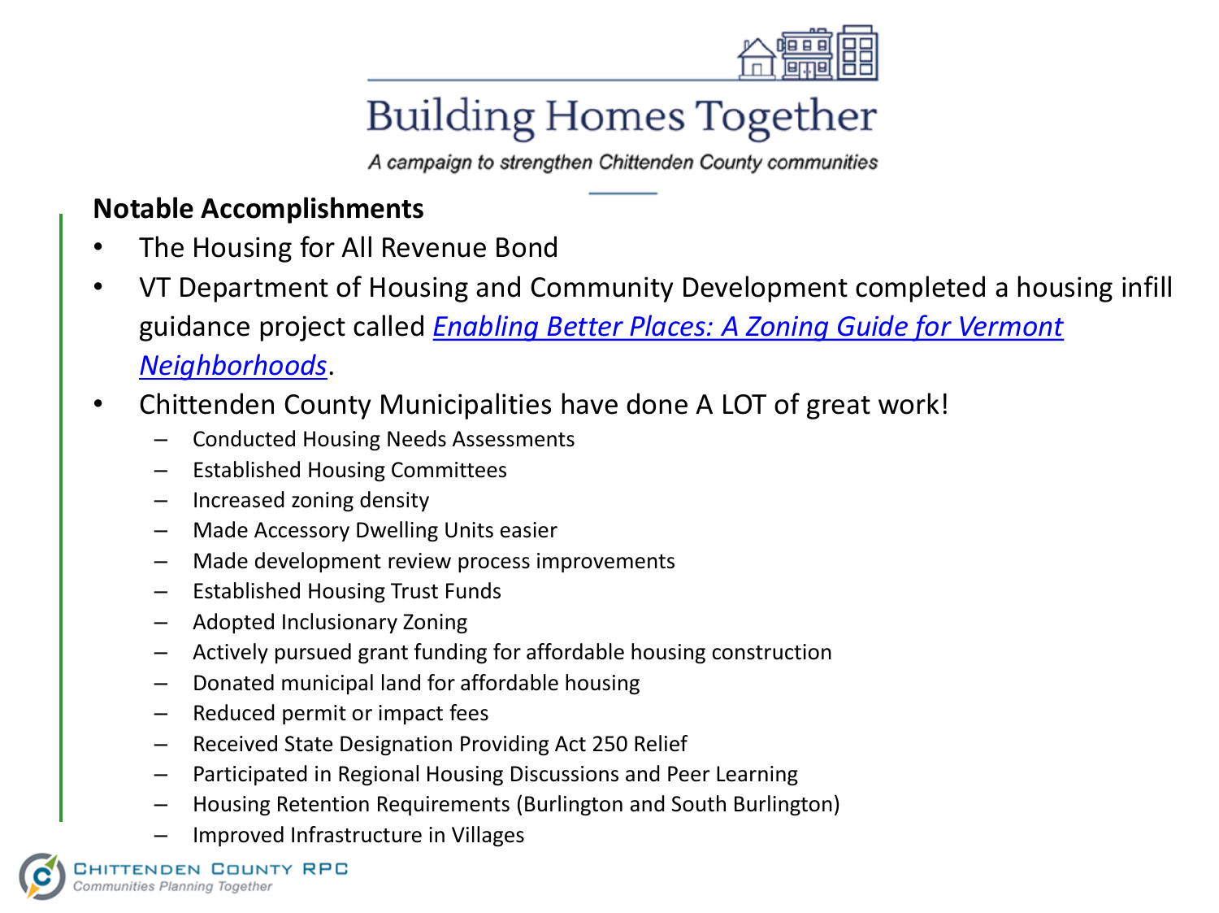# Building Homes Together

*A campaign to strengthen Chittenden County communities*

**Notable Accomplishments**

- The Housing for All Revenue Bond
- VT Department of Housing and Community Development completed a housing infill guidance project called *Enabling Better Places: A Zoning Guide for Vermont Neighborhoods*.
- Chittenden County Municipalities have done A LOT of great work!
  - Conducted Housing Needs Assessments
  - Established Housing Committees
  - Increased zoning density
  - Made Accessory Dwelling Units easier
  - Made development review process improvements
  - Established Housing Trust Funds
  - Adopted Inclusionary Zoning
  - Actively pursued grant funding for affordable housing construction
  - Donated municipal land for affordable housing
  - Reduced permit or impact fees
  - Received State Designation Providing Act 250 Relief
  - Participated in Regional Housing Discussions and Peer Learning
  - Housing Retention Requirements (Burlington and South Burlington)
  - Improved Infrastructure in Villages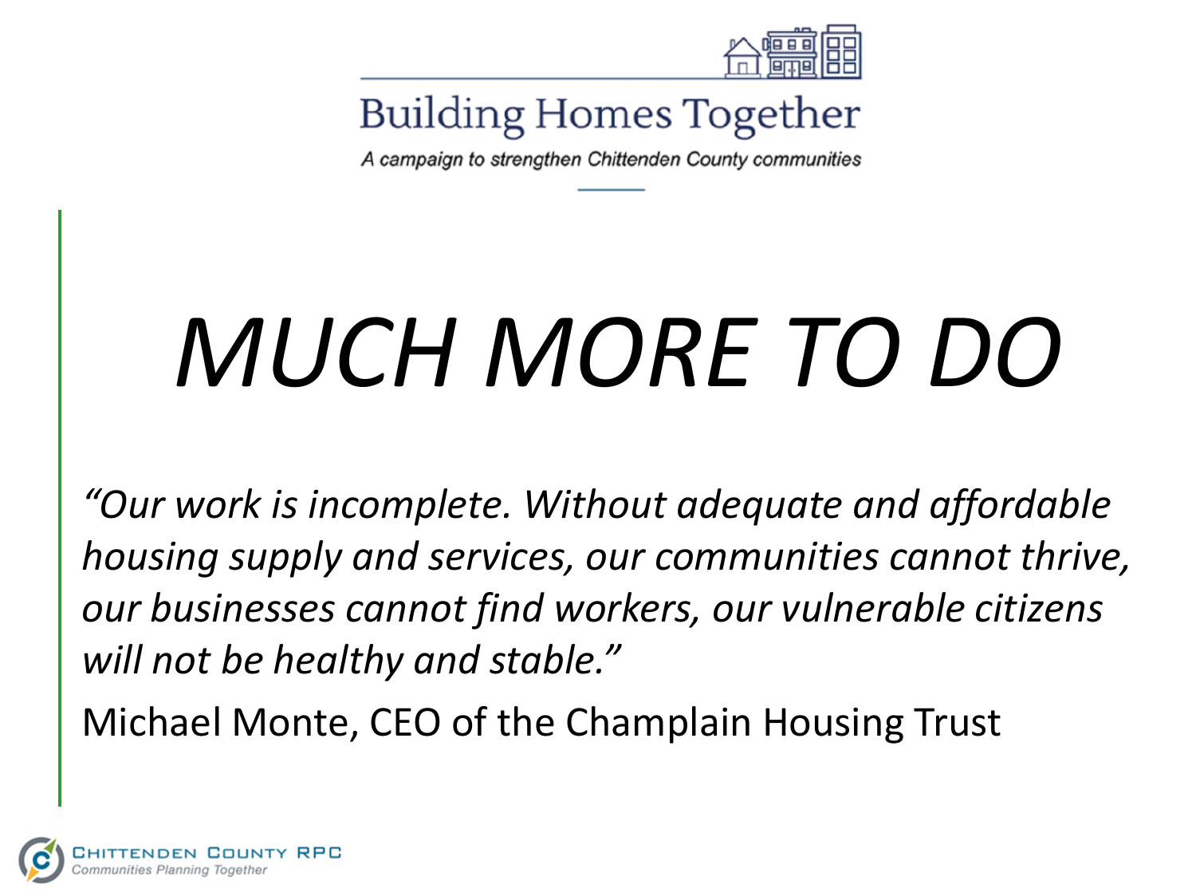Building Homes Together

*A campaign to strengthen Chittenden County communities*

# *MUCH MORE TO DO*

*"Our work is incomplete. Without adequate and affordable housing supply and services, our communities cannot thrive, our businesses cannot find workers, our vulnerable citizens will not be healthy and stable."*

Michael Monte, CEO of the Champlain Housing Trust

Chittenden County RPC

*Communities Planning Together*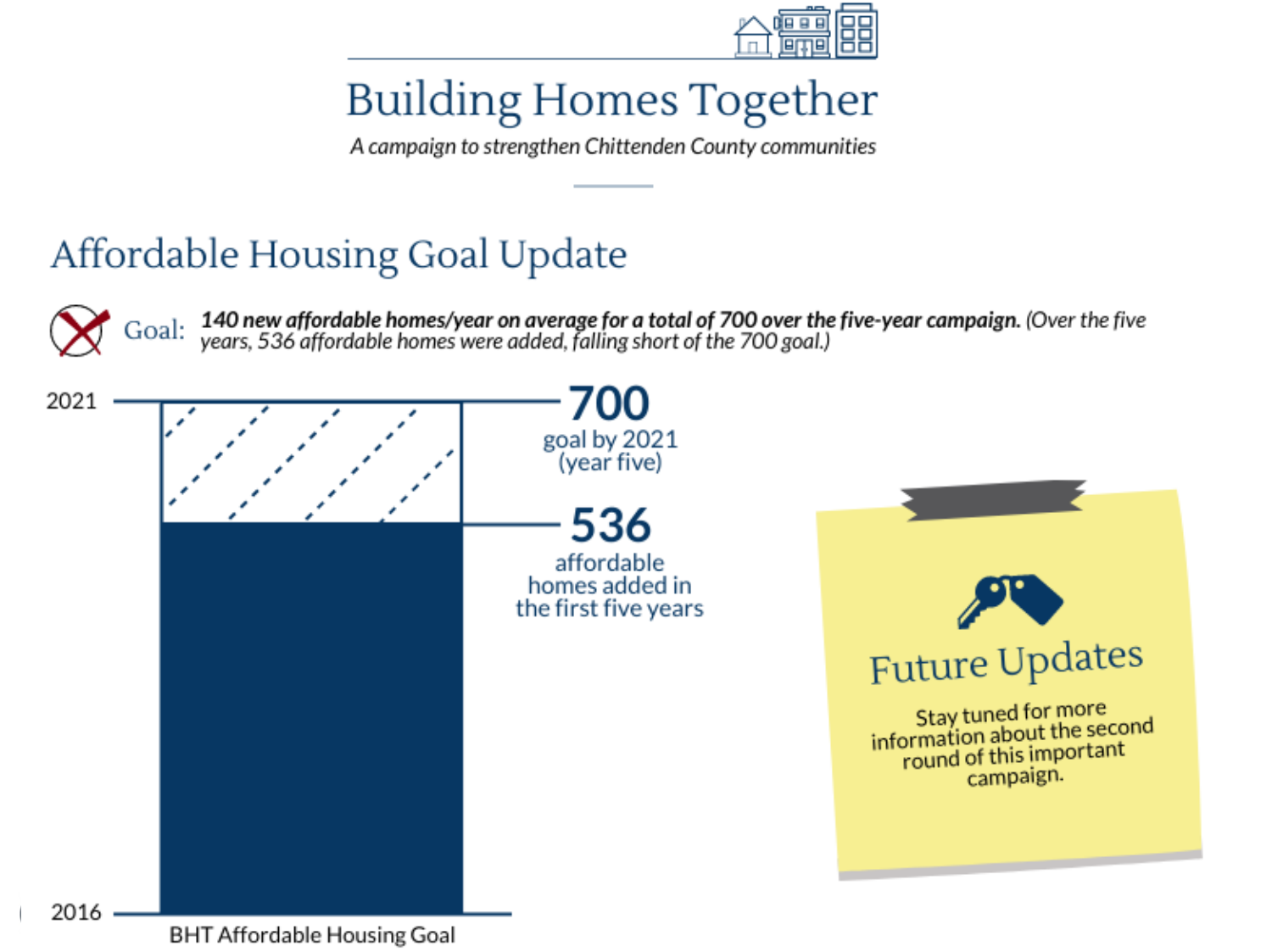# Building Homes Together

*A campaign to strengthen Chittenden County communities*

## Affordable Housing Goal Update

Goal: ***140 new affordable homes/year on average for a total of 700 over the five-year campaign.*** *(Over the five years, 536 affordable homes were added, falling short of the 700 goal.)*

2021

**700**
goal by 2021 (year five)

**536**
affordable homes added in the first five years

2016

BHT Affordable Housing Goal

### Future Updates

Stay tuned for more information about the second round of this important campaign.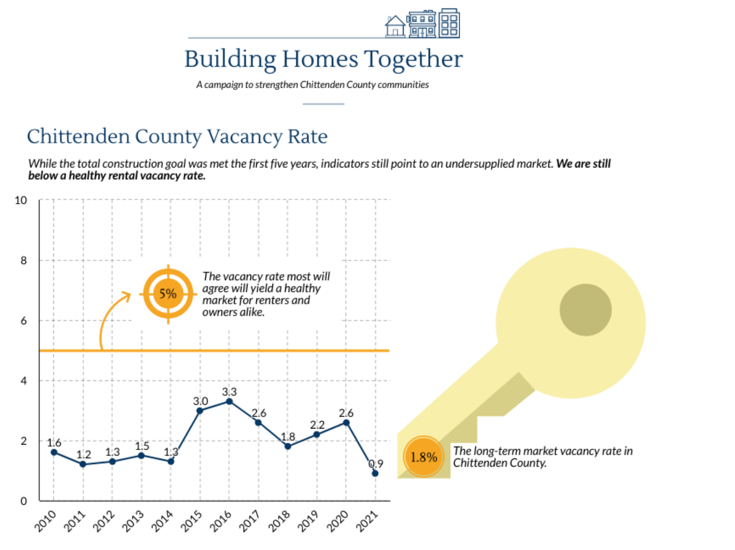# Building Homes Together

*A campaign to strengthen Chittenden County communities*

## Chittenden County Vacancy Rate

*While the total construction goal was met the first five years, indicators still point to an undersupplied market.* ***We are still below a healthy rental vacancy rate.***

| Year | Vacancy Rate |
|---|---|
| 2010 | 1.6 |
| 2011 | 1.2 |
| 2012 | 1.3 |
| 2013 | 1.5 |
| 2014 | 1.3 |
| 2015 | 3.0 |
| 2016 | 3.3 |
| 2017 | 2.6 |
| 2018 | 1.8 |
| 2019 | 2.2 |
| 2020 | 2.6 |
| 2021 | 0.9 |

**5%** — *The vacancy rate most will agree will yield a healthy market for renters and owners alike.*

**1.8%** — *The long-term market vacancy rate in Chittenden County.*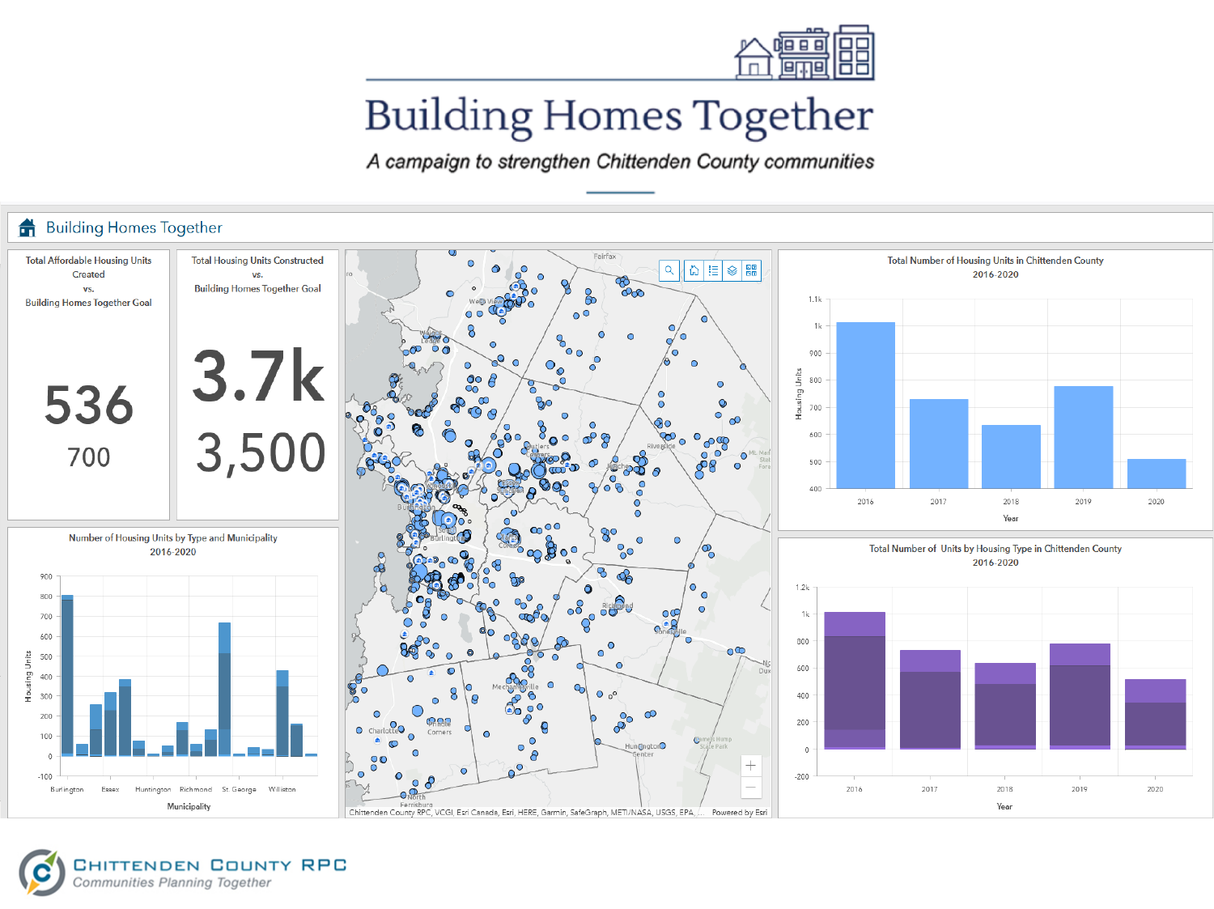# Building Homes Together

*A campaign to strengthen Chittenden County communities*

## Building Homes Together

**Total Affordable Housing Units Created vs. Building Homes Together Goal**

536

700

**Total Housing Units Constructed vs. Building Homes Together Goal**

3.7k

3,500

**Total Number of Housing Units in Chittenden County 2016-2020**

**Number of Housing Units by Type and Municipality 2016-2020**

**Total Number of Units by Housing Type in Chittenden County 2016-2020**

Chittenden County RPC, VCGI, Esri Canada, Esri, HERE, Garmin, SafeGraph, METI/NASA, USGS, EPA, ... Powered by Esri

Chittenden County RPC

*Communities Planning Together*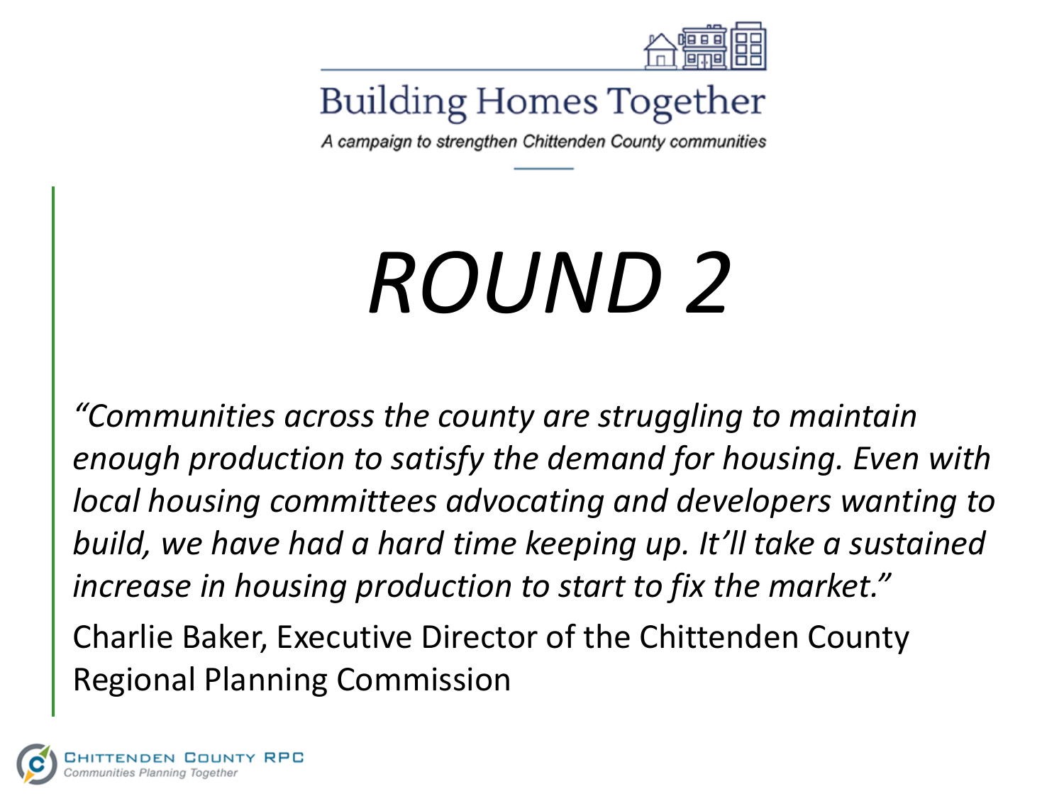Building Homes Together

*A campaign to strengthen Chittenden County communities*

# *ROUND 2*

*"Communities across the county are struggling to maintain enough production to satisfy the demand for housing. Even with local housing committees advocating and developers wanting to build, we have had a hard time keeping up. It'll take a sustained increase in housing production to start to fix the market."*

Charlie Baker, Executive Director of the Chittenden County Regional Planning Commission

CHITTENDEN COUNTY RPC
*Communities Planning Together*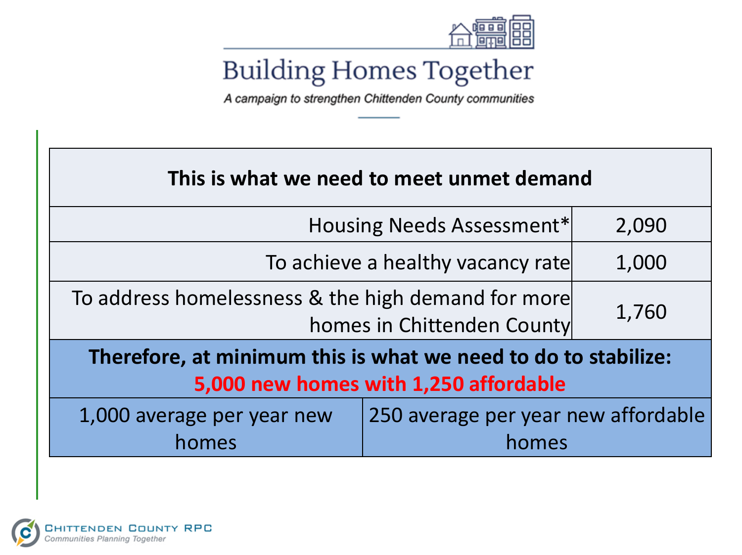# Building Homes Together

*A campaign to strengthen Chittenden County communities*

| This is what we need to meet unmet demand | |
|---|---|
| Housing Needs Assessment* | 2,090 |
| To achieve a healthy vacancy rate | 1,000 |
| To address homelessness & the high demand for more homes in Chittenden County | 1,760 |
| **Therefore, at minimum this is what we need to do to stabilize: 5,000 new homes with 1,250 affordable** | |
| 1,000 average per year new homes | 250 average per year new affordable homes |

CHITTENDEN COUNTY RPC

*Communities Planning Together*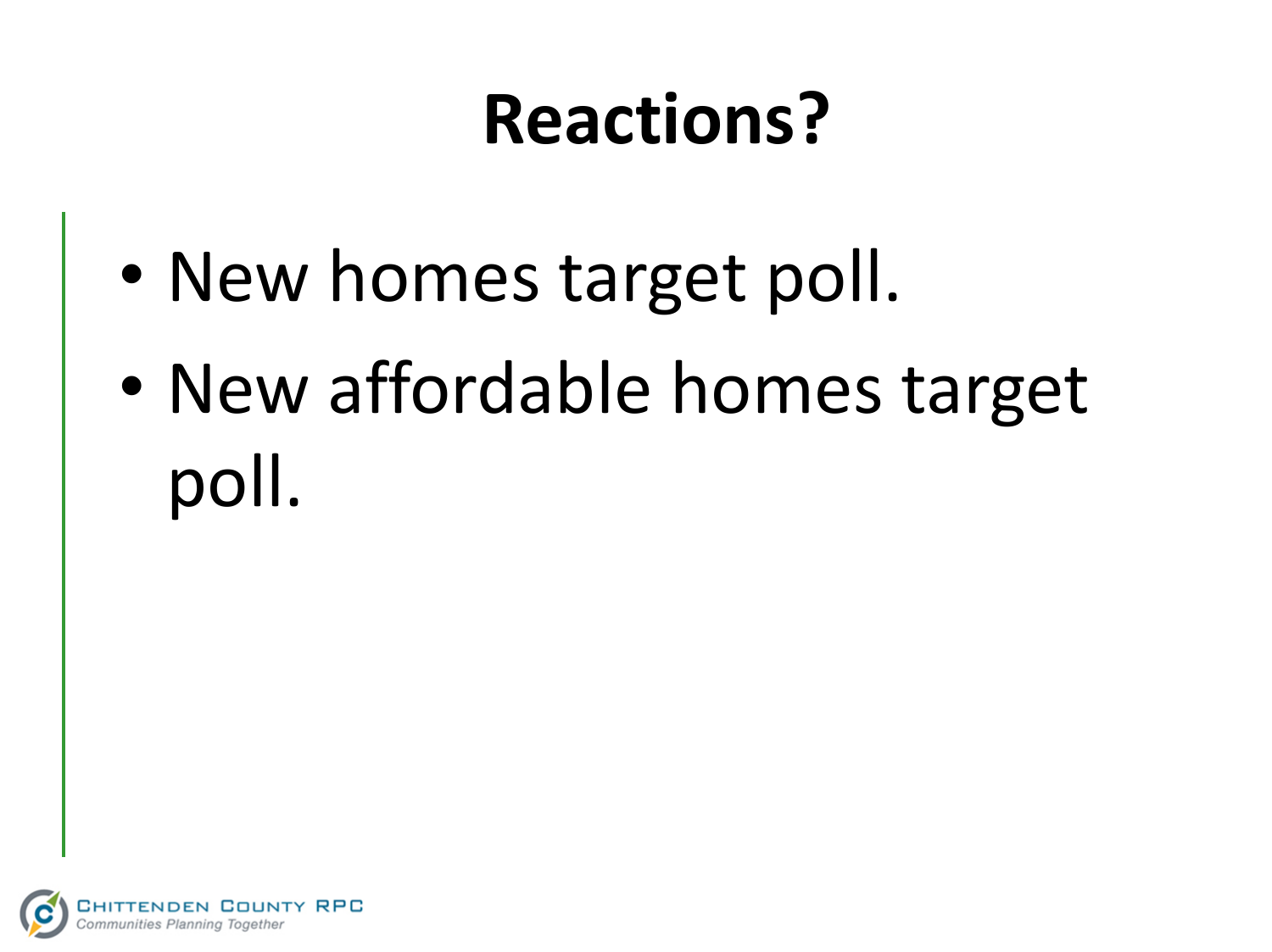# Reactions?

- New homes target poll.
- New affordable homes target poll.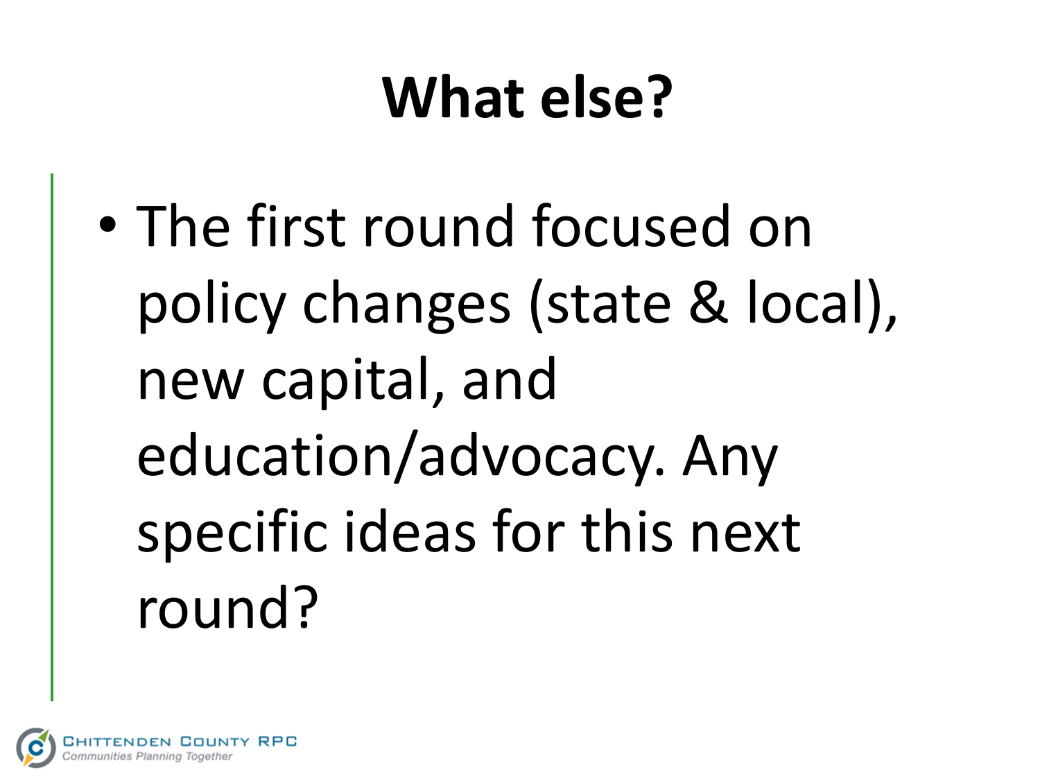# What else?

- The first round focused on policy changes (state & local), new capital, and education/advocacy. Any specific ideas for this next round?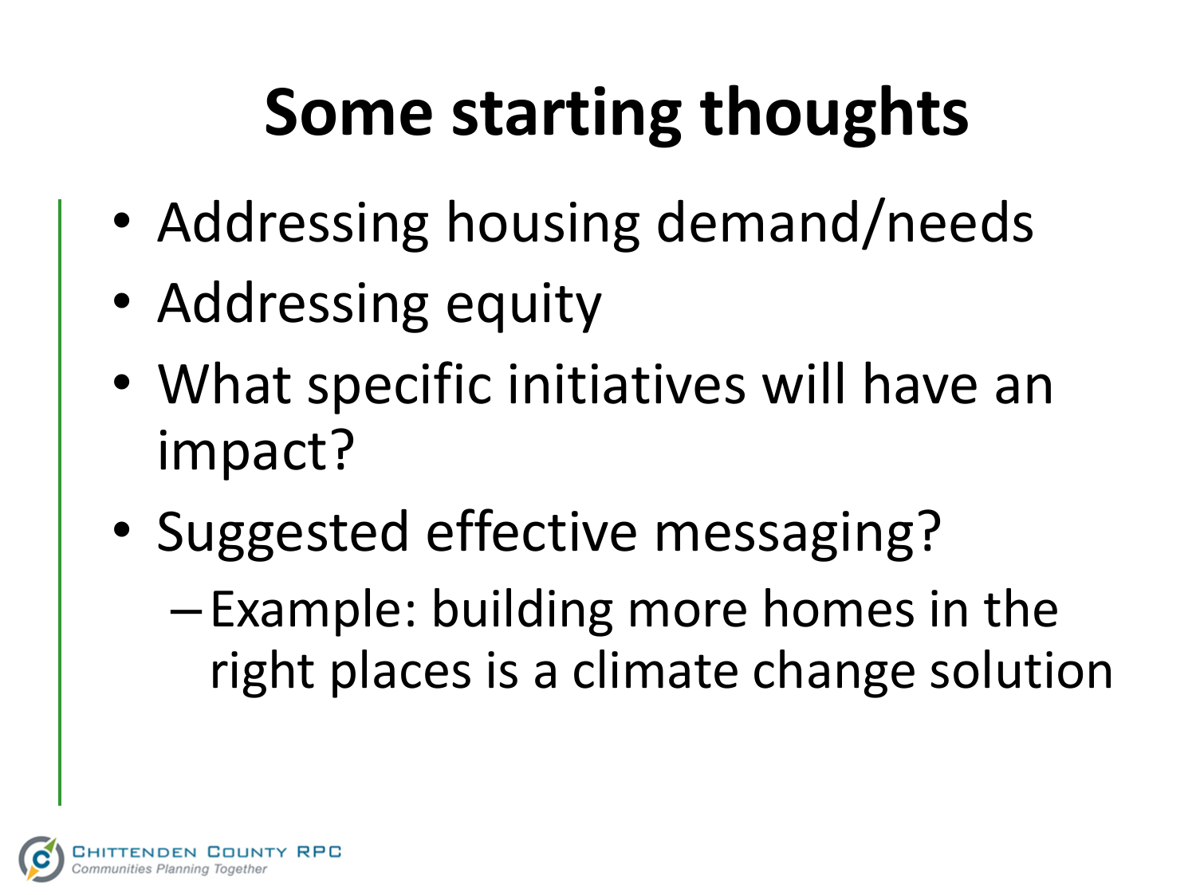# Some starting thoughts

- Addressing housing demand/needs
- Addressing equity
- What specific initiatives will have an impact?
- Suggested effective messaging?
  - Example: building more homes in the right places is a climate change solution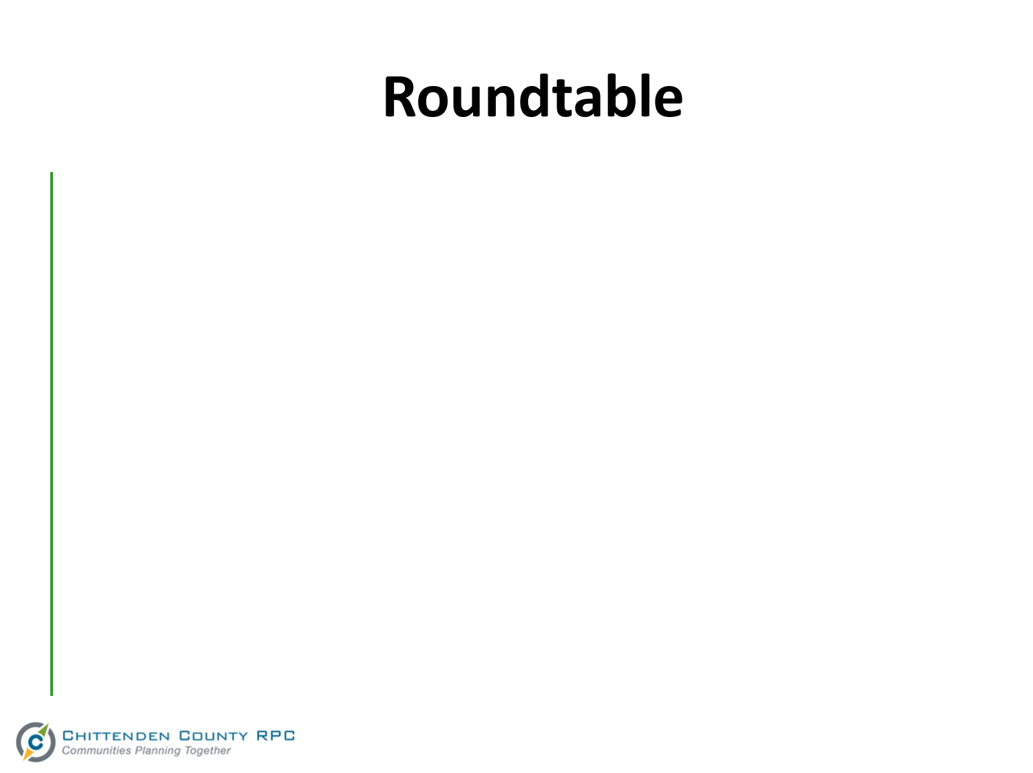# Roundtable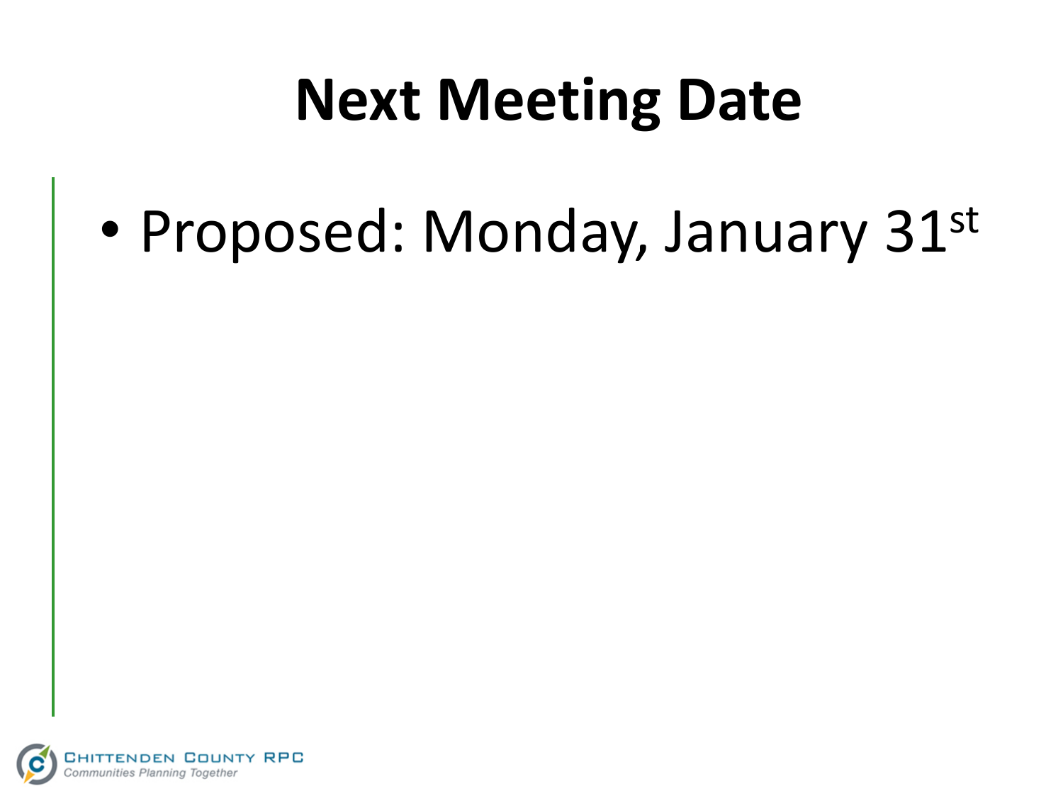# Next Meeting Date

- Proposed: Monday, January 31st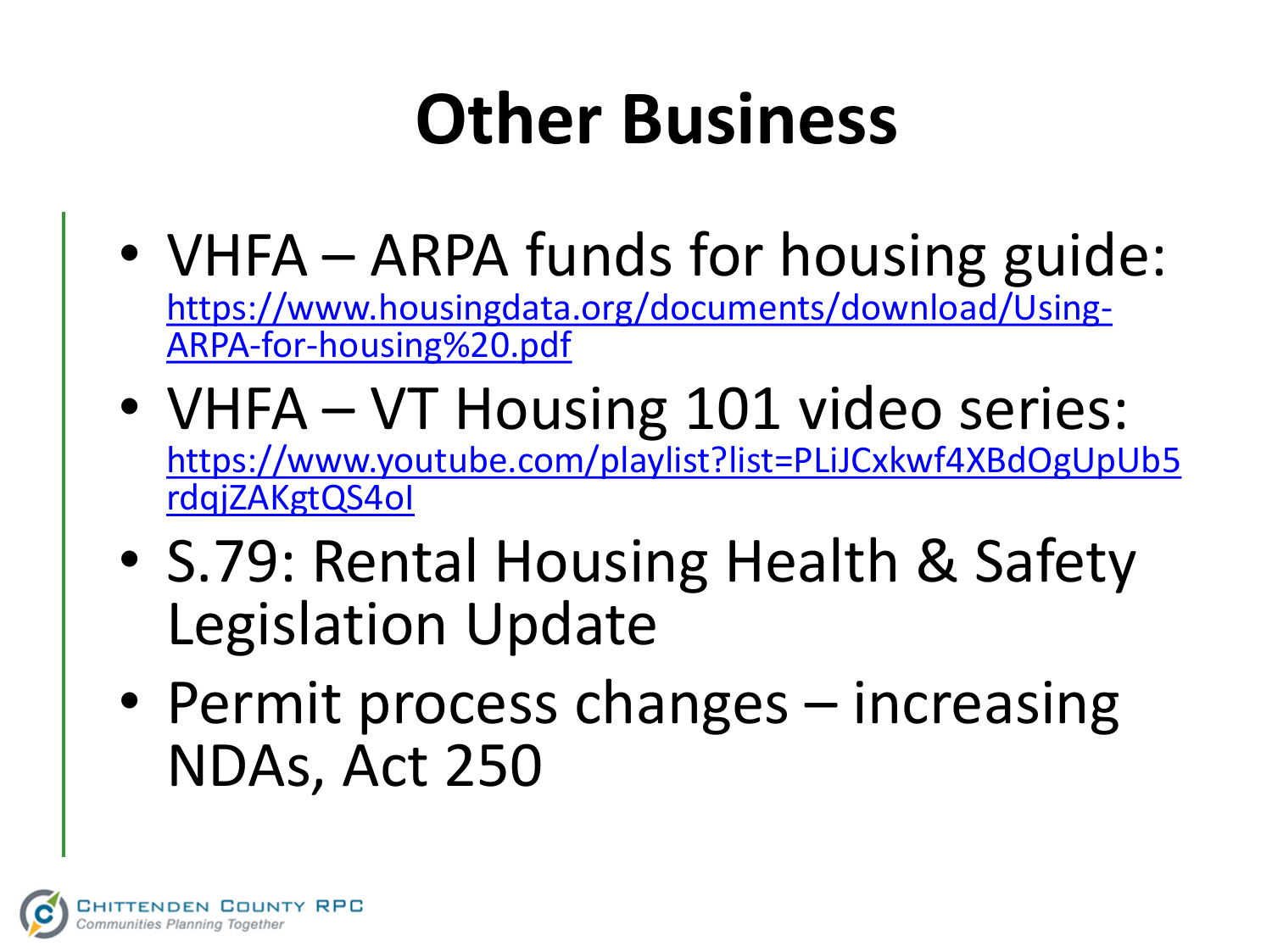# Other Business

- VHFA – ARPA funds for housing guide: https://www.housingdata.org/documents/download/Using-ARPA-for-housing%20.pdf
- VHFA – VT Housing 101 video series: https://www.youtube.com/playlist?list=PLiJCxkwf4XBdOgUpUb5rdqjZAKgtQS4oI
- S.79: Rental Housing Health & Safety Legislation Update
- Permit process changes – increasing NDAs, Act 250